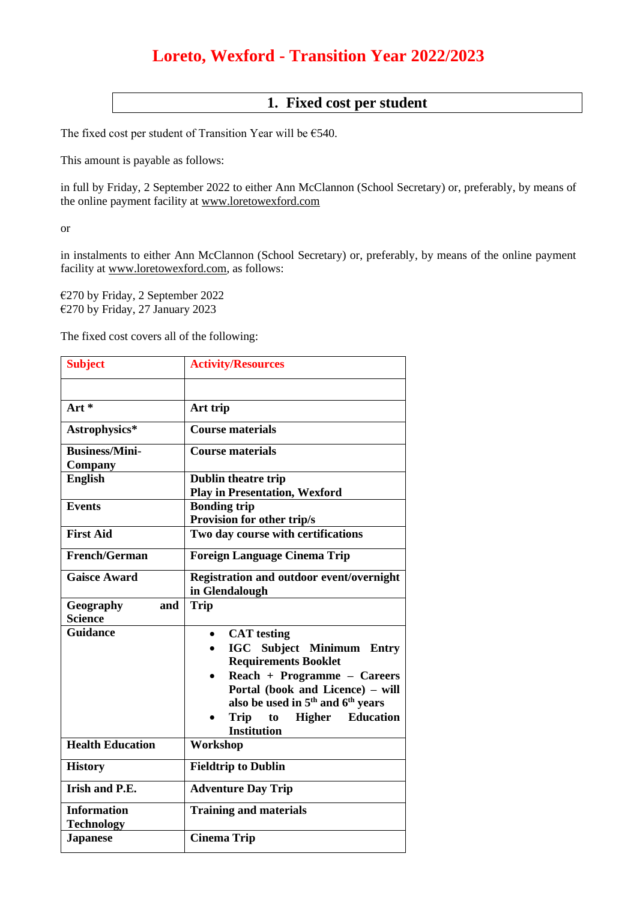# Loreto, Wexford - Transition Year 2022/2023

## 1. Fixed cost per student

The fixed cost per student of Transition Year will be €540.

This amount is payable as follows:

in full by Friday, 2 September 2022 to either Ann McClannon (School Secretary) or, preferably, by means of the online payment facility at www.loretowexford.com

or

in instalments to either Ann McClannon (School Secretary) or, preferably, by means of the online payment facility at www.loretowexford.com, as follows:

€270 by Friday, 2 September 2022
€270 by Friday, 27 January 2023

The fixed cost covers all of the following:

| Subject | Activity/Resources |
| --- | --- |
| | |
| **Art *** | **Art trip** |
| **Astrophysics*** | **Course materials** |
| **Business/Mini-Company** | **Course materials** |
| **English** | **Dublin theatre trip**<br>**Play in Presentation, Wexford** |
| **Events** | **Bonding trip**<br>**Provision for other trip/s** |
| **First Aid** | **Two day course with certifications** |
| **French/German** | **Foreign Language Cinema Trip** |
| **Gaisce Award** | **Registration and outdoor event/overnight in Glendalough** |
| **Geography and Science** | **Trip** |
| **Guidance** | • **CAT testing**<br>• **IGC Subject Minimum Entry Requirements Booklet**<br>• **Reach + Programme – Careers Portal (book and Licence) – will also be used in 5th and 6th years**<br>• **Trip to Higher Education Institution** |
| **Health Education** | **Workshop** |
| **History** | **Fieldtrip to Dublin** |
| **Irish and P.E.** | **Adventure Day Trip** |
| **Information Technology** | **Training and materials** |
| **Japanese** | **Cinema Trip** |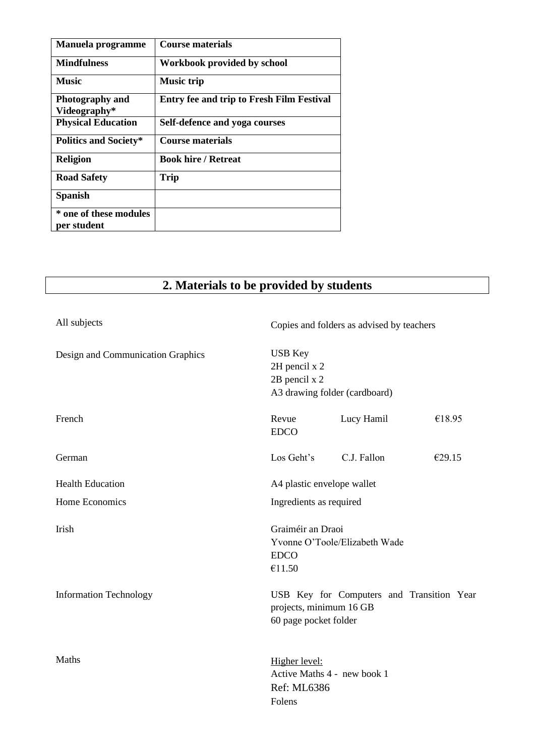| Manuela programme | Course materials |
| --- | --- |
| **Mindfulness** | **Workbook provided by school** |
| **Music** | **Music trip** |
| **Photography and Videography*** | **Entry fee and trip to Fresh Film Festival** |
| **Physical Education** | **Self-defence and yoga courses** |
| **Politics and Society*** | **Course materials** |
| **Religion** | **Book hire / Retreat** |
| **Road Safety** | **Trip** |
| **Spanish** | |
| *** one of these modules per student** | |

## 2. Materials to be provided by students

| | |
| --- | --- |
| All subjects | Copies and folders as advised by teachers |
| Design and Communication Graphics | USB Key<br>2H pencil x 2<br>2B pencil x 2<br>A3 drawing folder (cardboard) |
| French | Revue Lucy Hamil €18.95<br>EDCO |
| German | Los Geht's C.J. Fallon €29.15 |
| Health Education | A4 plastic envelope wallet |
| Home Economics | Ingredients as required |
| Irish | Graiméir an Draoi<br>Yvonne O'Toole/Elizabeth Wade<br>EDCO<br>€11.50 |
| Information Technology | USB Key for Computers and Transition Year projects, minimum 16 GB<br>60 page pocket folder |
| Maths | Higher level:<br>Active Maths 4 - new book 1<br>Ref: ML6386<br>Folens |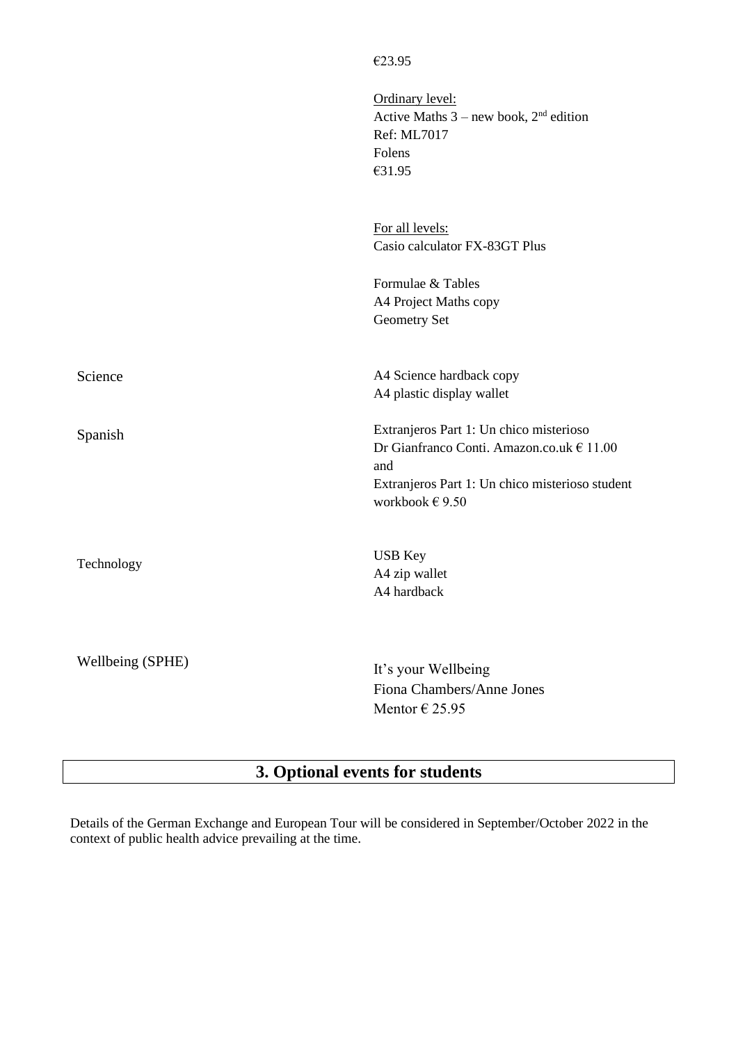| | |
|---|---|
| | €23.95<br><br><u>Ordinary level:</u><br>Active Maths 3 – new book, 2nd edition<br>Ref: ML7017<br>Folens<br>€31.95<br><br><u>For all levels:</u><br>Casio calculator FX-83GT Plus<br><br>Formulae & Tables<br>A4 Project Maths copy<br>Geometry Set |
| Science | A4 Science hardback copy<br>A4 plastic display wallet |
| Spanish | Extranjeros Part 1: Un chico misterioso<br>Dr Gianfranco Conti. Amazon.co.uk € 11.00<br>and<br>Extranjeros Part 1: Un chico misterioso student workbook € 9.50 |
| Technology | USB Key<br>A4 zip wallet<br>A4 hardback |
| Wellbeing (SPHE) | It's your Wellbeing<br>Fiona Chambers/Anne Jones<br>Mentor € 25.95 |

## 3. Optional events for students

Details of the German Exchange and European Tour will be considered in September/October 2022 in the context of public health advice prevailing at the time.